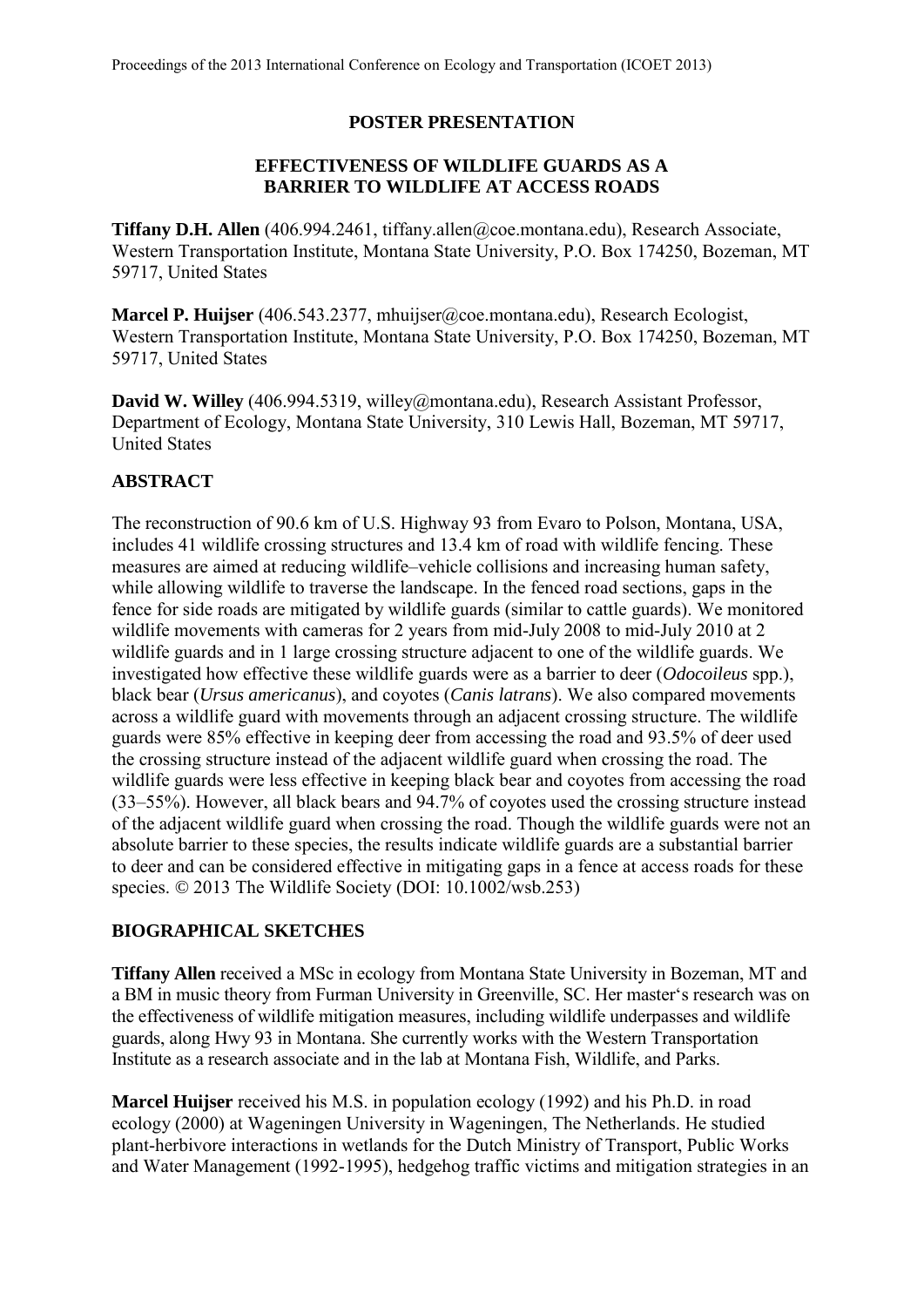**POSTER PRESENTATION**

# EFFECTIVENESS OF WILDLIFE GUARDS AS A BARRIER TO WILDLIFE AT ACCESS ROADS

**Tiffany D.H. Allen** (406.994.2461, tiffany.allen@coe.montana.edu), Research Associate, Western Transportation Institute, Montana State University, P.O. Box 174250, Bozeman, MT 59717, United States

**Marcel P. Huijser** (406.543.2377, mhuijser@coe.montana.edu), Research Ecologist, Western Transportation Institute, Montana State University, P.O. Box 174250, Bozeman, MT 59717, United States

**David W. Willey** (406.994.5319, willey@montana.edu), Research Assistant Professor, Department of Ecology, Montana State University, 310 Lewis Hall, Bozeman, MT 59717, United States

## ABSTRACT

The reconstruction of 90.6 km of U.S. Highway 93 from Evaro to Polson, Montana, USA, includes 41 wildlife crossing structures and 13.4 km of road with wildlife fencing. These measures are aimed at reducing wildlife–vehicle collisions and increasing human safety, while allowing wildlife to traverse the landscape. In the fenced road sections, gaps in the fence for side roads are mitigated by wildlife guards (similar to cattle guards). We monitored wildlife movements with cameras for 2 years from mid-July 2008 to mid-July 2010 at 2 wildlife guards and in 1 large crossing structure adjacent to one of the wildlife guards. We investigated how effective these wildlife guards were as a barrier to deer (*Odocoileus* spp.), black bear (*Ursus americanus*), and coyotes (*Canis latrans*). We also compared movements across a wildlife guard with movements through an adjacent crossing structure. The wildlife guards were 85% effective in keeping deer from accessing the road and 93.5% of deer used the crossing structure instead of the adjacent wildlife guard when crossing the road. The wildlife guards were less effective in keeping black bear and coyotes from accessing the road (33–55%). However, all black bears and 94.7% of coyotes used the crossing structure instead of the adjacent wildlife guard when crossing the road. Though the wildlife guards were not an absolute barrier to these species, the results indicate wildlife guards are a substantial barrier to deer and can be considered effective in mitigating gaps in a fence at access roads for these species. © 2013 The Wildlife Society (DOI: 10.1002/wsb.253)

## BIOGRAPHICAL SKETCHES

**Tiffany Allen** received a MSc in ecology from Montana State University in Bozeman, MT and a BM in music theory from Furman University in Greenville, SC. Her master's research was on the effectiveness of wildlife mitigation measures, including wildlife underpasses and wildlife guards, along Hwy 93 in Montana. She currently works with the Western Transportation Institute as a research associate and in the lab at Montana Fish, Wildlife, and Parks.

**Marcel Huijser** received his M.S. in population ecology (1992) and his Ph.D. in road ecology (2000) at Wageningen University in Wageningen, The Netherlands. He studied plant-herbivore interactions in wetlands for the Dutch Ministry of Transport, Public Works and Water Management (1992-1995), hedgehog traffic victims and mitigation strategies in an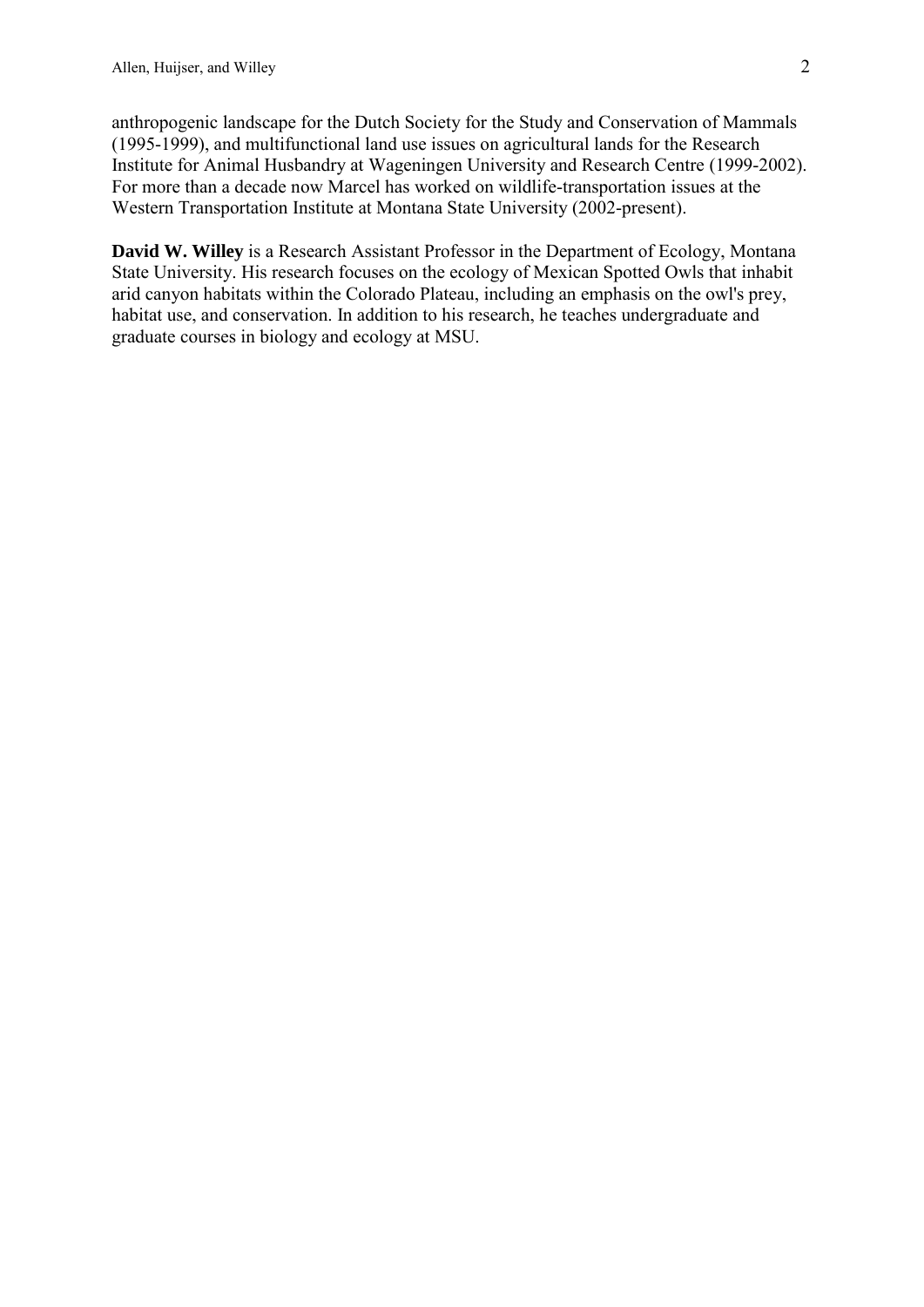anthropogenic landscape for the Dutch Society for the Study and Conservation of Mammals (1995-1999), and multifunctional land use issues on agricultural lands for the Research Institute for Animal Husbandry at Wageningen University and Research Centre (1999-2002). For more than a decade now Marcel has worked on wildlife-transportation issues at the Western Transportation Institute at Montana State University (2002-present).

**David W. Willey** is a Research Assistant Professor in the Department of Ecology, Montana State University. His research focuses on the ecology of Mexican Spotted Owls that inhabit arid canyon habitats within the Colorado Plateau, including an emphasis on the owl's prey, habitat use, and conservation. In addition to his research, he teaches undergraduate and graduate courses in biology and ecology at MSU.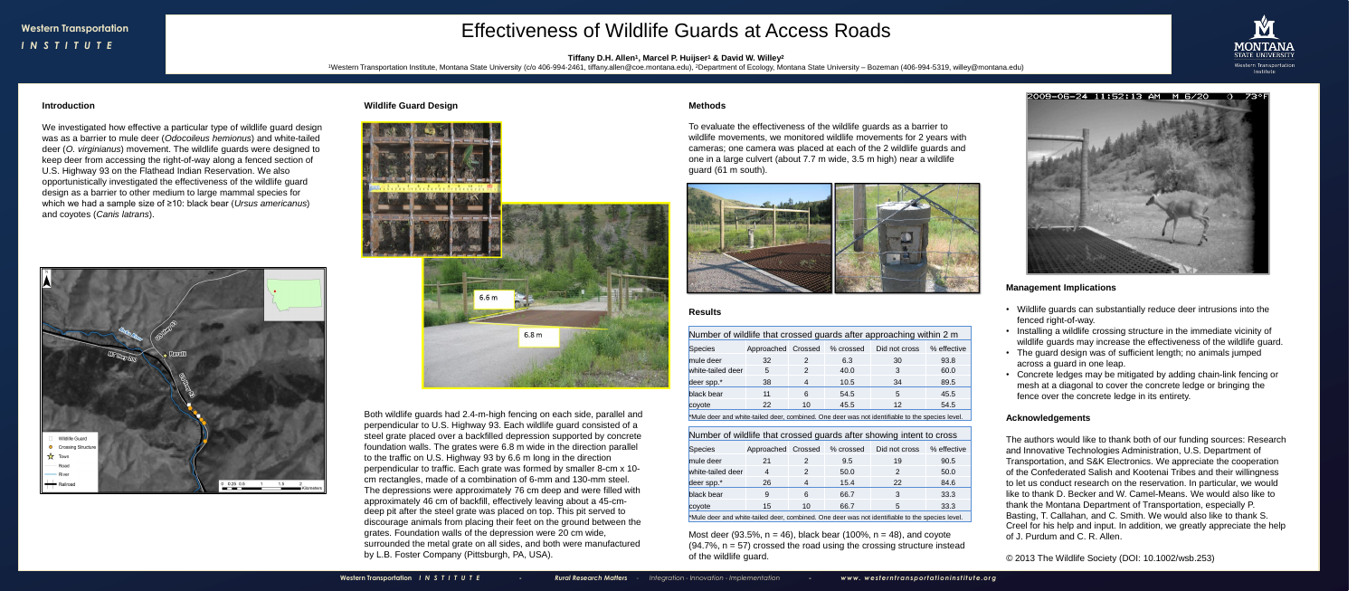# Effectiveness of Wildlife Guards at Access Roads

**Tiffany D.H. Allen[1], Marcel P. Huijser[1] & David W. Willey[2]**

[1]Western Transportation Institute, Montana State University (c/o 406-994-2461, tiffany.allen@coe.montana.edu), [2]Department of Ecology, Montana State University – Bozeman (406-994-5319, willey@montana.edu)

## Introduction

We investigated how effective a particular type of wildlife guard design was as a barrier to mule deer (*Odocoileus hemionus*) and white-tailed deer (*O. virginianus*) movement. The wildlife guards were designed to keep deer from accessing the right-of-way along a fenced section of U.S. Highway 93 on the Flathead Indian Reservation. We also opportunistically investigated the effectiveness of the wildlife guard design as a barrier to other medium to large mammal species for which we had a sample size of ≥10: black bear (*Ursus americanus*) and coyotes (*Canis latrans*).

## Wildlife Guard Design

Both wildlife guards had 2.4-m-high fencing on each side, parallel and perpendicular to U.S. Highway 93. Each wildlife guard consisted of a steel grate placed over a backfilled depression supported by concrete foundation walls. The grates were 6.8 m wide in the direction parallel to the traffic on U.S. Highway 93 by 6.6 m long in the direction perpendicular to traffic. Each grate was formed by smaller 8-cm x 10-cm rectangles, made of a combination of 6-mm and 130-mm steel. The depressions were approximately 76 cm deep and were filled with approximately 46 cm of backfill, effectively leaving about a 45-cm-deep pit after the steel grate was placed on top. This pit served to discourage animals from placing their feet on the ground between the grates. Foundation walls of the depression were 20 cm wide, surrounded the metal grate on all sides, and both were manufactured by L.B. Foster Company (Pittsburgh, PA, USA).

## Methods

To evaluate the effectiveness of the wildlife guards as a barrier to wildlife movements, we monitored wildlife movements for 2 years with cameras; one camera was placed at each of the 2 wildlife guards and one in a large culvert (about 7.7 m wide, 3.5 m high) near a wildlife guard (61 m south).

## Results

Number of wildlife that crossed guards after approaching within 2 m

| Species | Approached | Crossed | % crossed | Did not cross | % effective |
|---|---|---|---|---|---|
| mule deer | 32 | 2 | 6.3 | 30 | 93.8 |
| white-tailed deer | 5 | 2 | 40.0 | 3 | 60.0 |
| deer spp.* | 38 | 4 | 10.5 | 34 | 89.5 |
| black bear | 11 | 6 | 54.5 | 5 | 45.5 |
| coyote | 22 | 10 | 45.5 | 12 | 54.5 |

*Mule deer and white-tailed deer, combined. One deer was not identifiable to the species level.

Number of wildlife that crossed guards after showing intent to cross

| Species | Approached | Crossed | % crossed | Did not cross | % effective |
|---|---|---|---|---|---|
| mule deer | 21 | 2 | 9.5 | 19 | 90.5 |
| white-tailed deer | 4 | 2 | 50.0 | 2 | 50.0 |
| deer spp.* | 26 | 4 | 15.4 | 22 | 84.6 |
| black bear | 9 | 6 | 66.7 | 3 | 33.3 |
| coyote | 15 | 10 | 66.7 | 5 | 33.3 |

*Mule deer and white-tailed deer, combined. One deer was not identifiable to the species level.

Most deer (93.5%, n = 46), black bear (100%, n = 48), and coyote (94.7%, n = 57) crossed the road using the crossing structure instead of the wildlife guard.

## Management Implications

- Wildlife guards can substantially reduce deer intrusions into the fenced right-of-way.
- Installing a wildlife crossing structure in the immediate vicinity of wildlife guards may increase the effectiveness of the wildlife guard.
- The guard design was of sufficient length; no animals jumped across a guard in one leap.
- Concrete ledges may be mitigated by adding chain-link fencing or mesh at a diagonal to cover the concrete ledge or bringing the fence over the concrete ledge in its entirety.

## Acknowledgements

The authors would like to thank both of our funding sources: Research and Innovative Technologies Administration, U.S. Department of Transportation, and S&K Electronics. We appreciate the cooperation of the Confederated Salish and Kootenai Tribes and their willingness to let us conduct research on the reservation. In particular, we would like to thank D. Becker and W. Camel-Means. We would also like to thank the Montana Department of Transportation, especially P. Basting, T. Callahan, and C. Smith. We would also like to thank S. Creel for his help and input. In addition, we greatly appreciate the help of J. Purdum and C. R. Allen.

© 2013 The Wildlife Society (DOI: 10.1002/wsb.253)